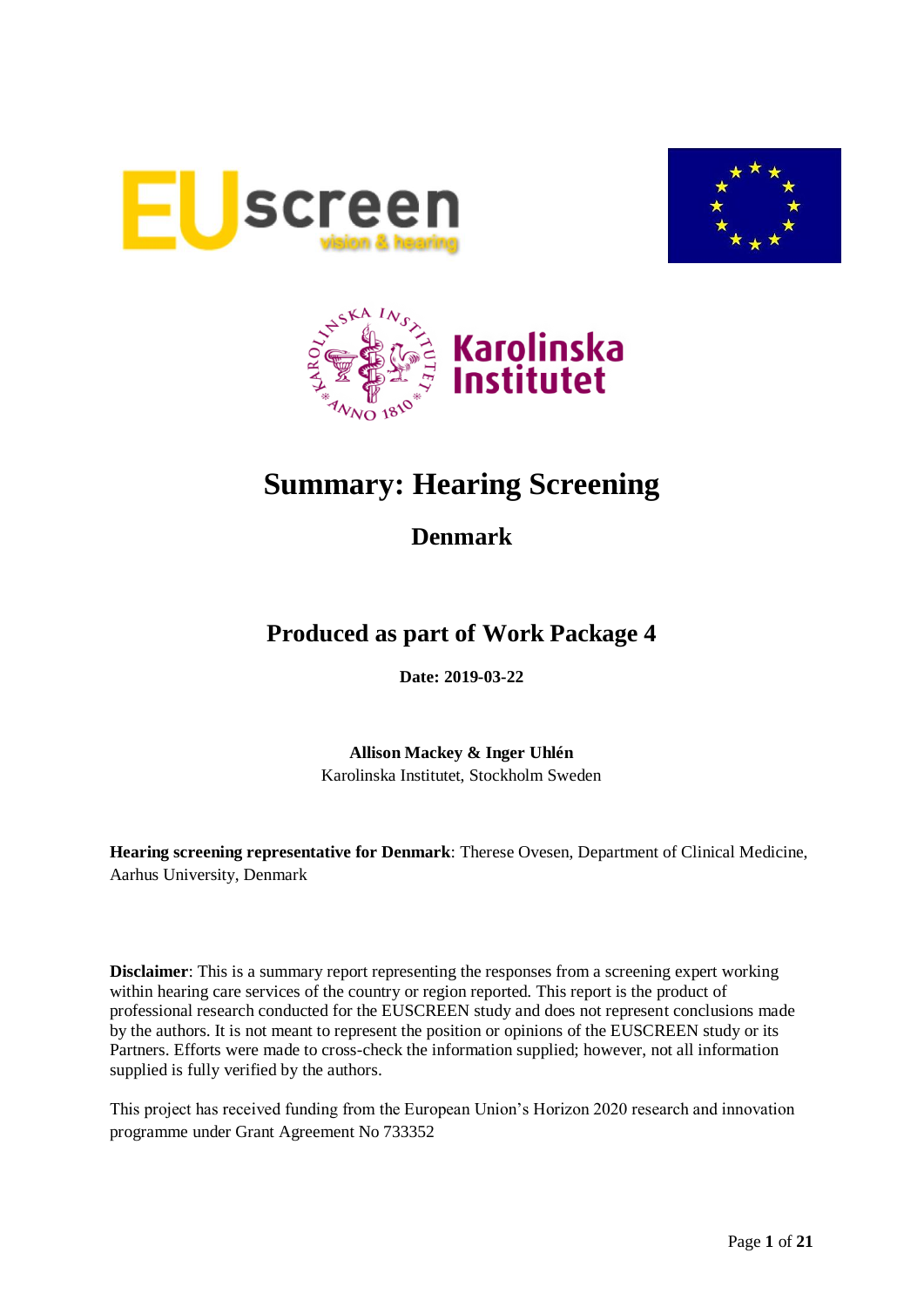# Summary: Hearing Screening

## Denmark

## Produced as part of Work Package 4

**Date: 2019-03-22**

**Allison Mackey & Inger Uhlén**
Karolinska Institutet, Stockholm Sweden

**Hearing screening representative for Denmark**: Therese Ovesen, Department of Clinical Medicine, Aarhus University, Denmark

**Disclaimer**: This is a summary report representing the responses from a screening expert working within hearing care services of the country or region reported. This report is the product of professional research conducted for the EUSCREEN study and does not represent conclusions made by the authors. It is not meant to represent the position or opinions of the EUSCREEN study or its Partners. Efforts were made to cross-check the information supplied; however, not all information supplied is fully verified by the authors.

This project has received funding from the European Union's Horizon 2020 research and innovation programme under Grant Agreement No 733352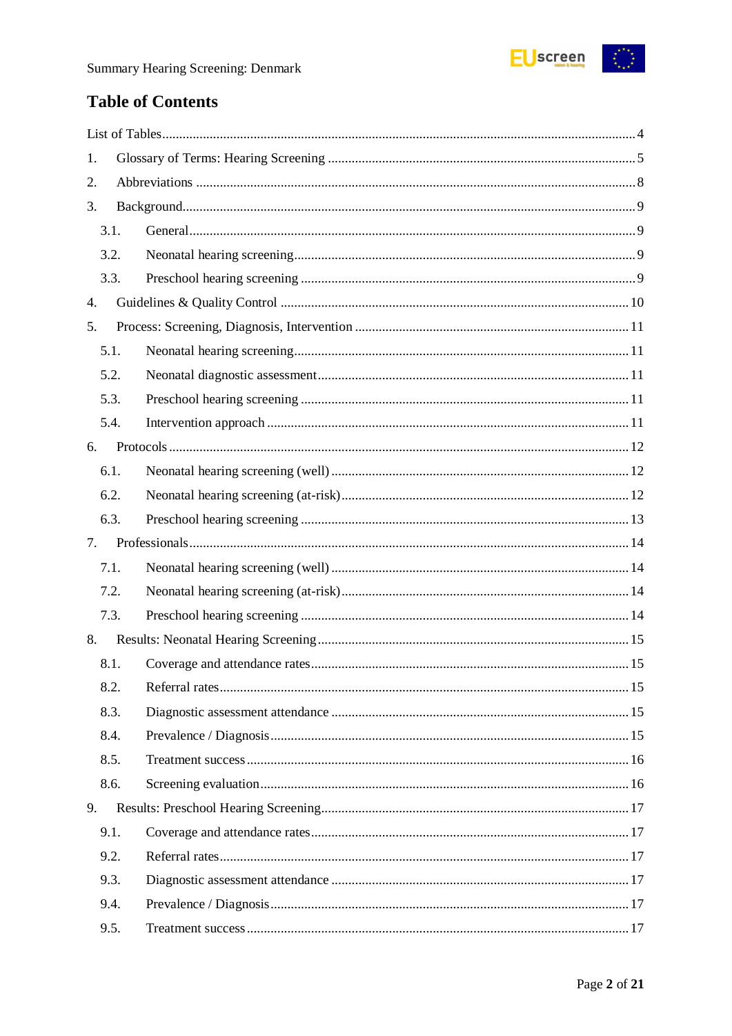## Table of Contents

List of Tables ..... 4

1. Glossary of Terms: Hearing Screening ..... 5
2. Abbreviations ..... 8
3. Background ..... 9
   - 3.1. General ..... 9
   - 3.2. Neonatal hearing screening ..... 9
   - 3.3. Preschool hearing screening ..... 9
4. Guidelines & Quality Control ..... 10
5. Process: Screening, Diagnosis, Intervention ..... 11
   - 5.1. Neonatal hearing screening ..... 11
   - 5.2. Neonatal diagnostic assessment ..... 11
   - 5.3. Preschool hearing screening ..... 11
   - 5.4. Intervention approach ..... 11
6. Protocols ..... 12
   - 6.1. Neonatal hearing screening (well) ..... 12
   - 6.2. Neonatal hearing screening (at-risk) ..... 12
   - 6.3. Preschool hearing screening ..... 13
7. Professionals ..... 14
   - 7.1. Neonatal hearing screening (well) ..... 14
   - 7.2. Neonatal hearing screening (at-risk) ..... 14
   - 7.3. Preschool hearing screening ..... 14
8. Results: Neonatal Hearing Screening ..... 15
   - 8.1. Coverage and attendance rates ..... 15
   - 8.2. Referral rates ..... 15
   - 8.3. Diagnostic assessment attendance ..... 15
   - 8.4. Prevalence / Diagnosis ..... 15
   - 8.5. Treatment success ..... 16
   - 8.6. Screening evaluation ..... 16
9. Results: Preschool Hearing Screening ..... 17
   - 9.1. Coverage and attendance rates ..... 17
   - 9.2. Referral rates ..... 17
   - 9.3. Diagnostic assessment attendance ..... 17
   - 9.4. Prevalence / Diagnosis ..... 17
   - 9.5. Treatment success ..... 17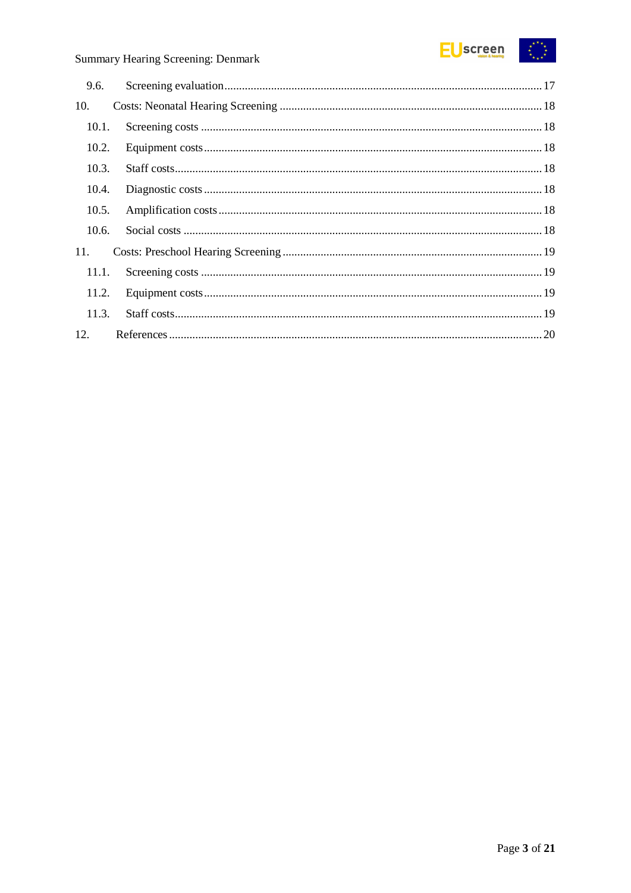9.6. Screening evaluation ... 17

10. Costs: Neonatal Hearing Screening ... 18

10.1. Screening costs ... 18

10.2. Equipment costs ... 18

10.3. Staff costs ... 18

10.4. Diagnostic costs ... 18

10.5. Amplification costs ... 18

10.6. Social costs ... 18

11. Costs: Preschool Hearing Screening ... 19

11.1. Screening costs ... 19

11.2. Equipment costs ... 19

11.3. Staff costs ... 19

12. References ... 20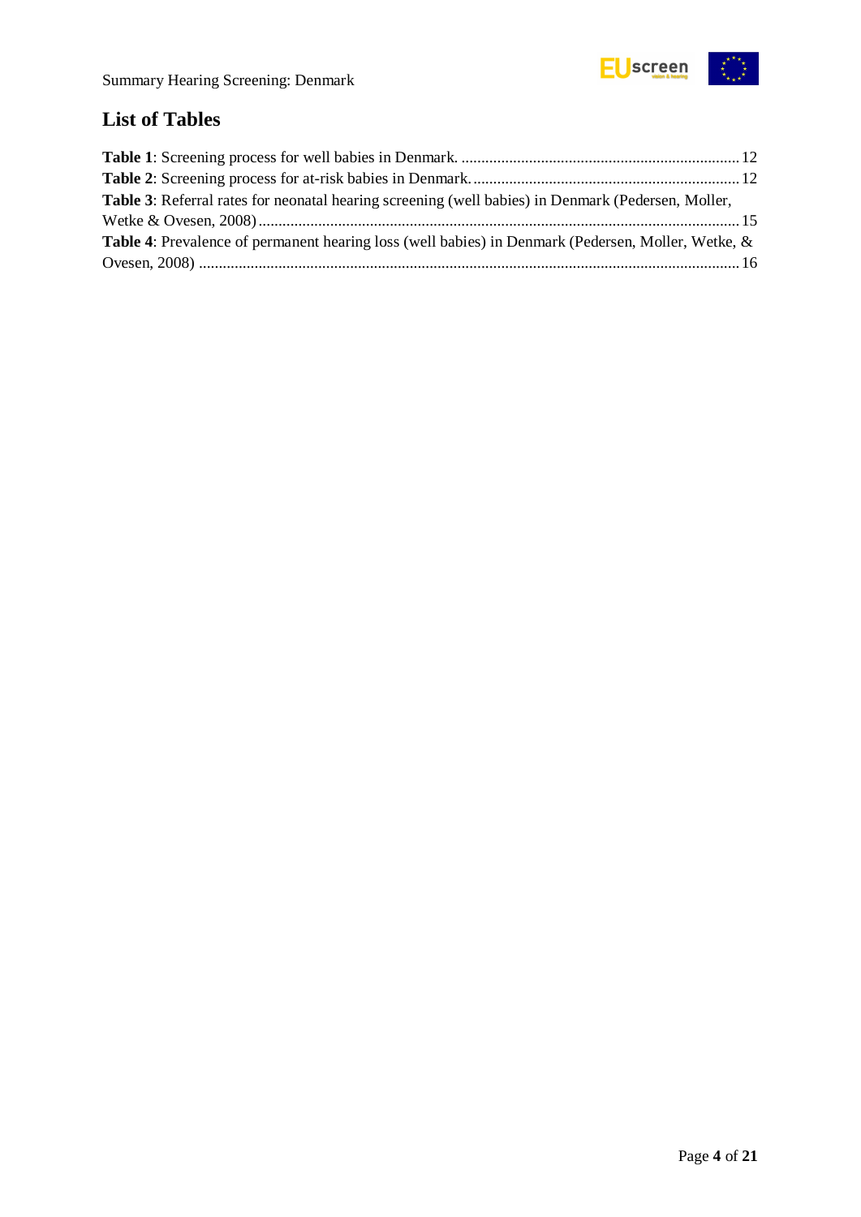## List of Tables

**Table 1**: Screening process for well babies in Denmark. ..................................................................... 12

**Table 2**: Screening process for at-risk babies in Denmark. .................................................................. 12

**Table 3**: Referral rates for neonatal hearing screening (well babies) in Denmark (Pedersen, Moller, Wetke & Ovesen, 2008) ........................................................................................................................ 15

**Table 4**: Prevalence of permanent hearing loss (well babies) in Denmark (Pedersen, Moller, Wetke, & Ovesen, 2008) ........................................................................................................................ 16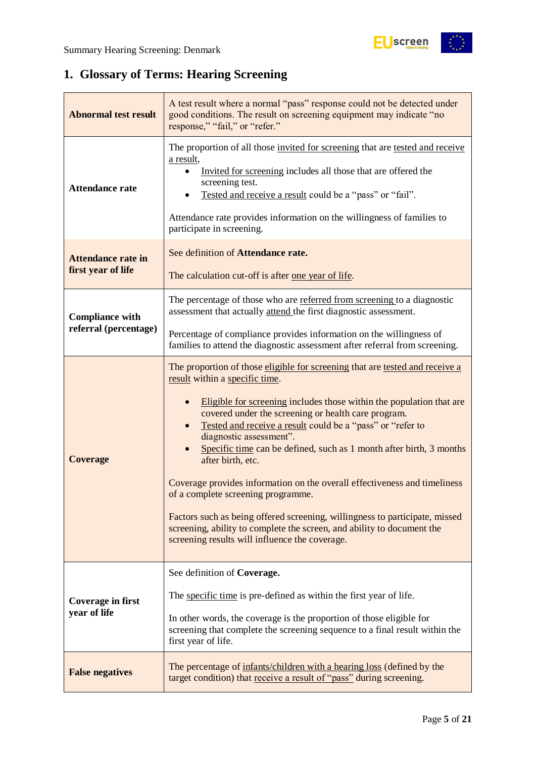## 1. Glossary of Terms: Hearing Screening

| | |
|---|---|
| **Abnormal test result** | A test result where a normal "pass" response could not be detected under good conditions. The result on screening equipment may indicate "no response," "fail," or "refer." |
| **Attendance rate** | The proportion of all those invited for screening that are tested and receive a result,<br>• Invited for screening includes all those that are offered the screening test.<br>• Tested and receive a result could be a "pass" or "fail".<br><br>Attendance rate provides information on the willingness of families to participate in screening. |
| **Attendance rate in first year of life** | See definition of **Attendance rate.**<br><br>The calculation cut-off is after one year of life. |
| **Compliance with referral (percentage)** | The percentage of those who are referred from screening to a diagnostic assessment that actually attend the first diagnostic assessment.<br><br>Percentage of compliance provides information on the willingness of families to attend the diagnostic assessment after referral from screening. |
| **Coverage** | The proportion of those eligible for screening that are tested and receive a result within a specific time.<br><br>• Eligible for screening includes those within the population that are covered under the screening or health care program.<br>• Tested and receive a result could be a "pass" or "refer to diagnostic assessment".<br>• Specific time can be defined, such as 1 month after birth, 3 months after birth, etc.<br><br>Coverage provides information on the overall effectiveness and timeliness of a complete screening programme.<br><br>Factors such as being offered screening, willingness to participate, missed screening, ability to complete the screen, and ability to document the screening results will influence the coverage. |
| **Coverage in first year of life** | See definition of **Coverage.**<br><br>The specific time is pre-defined as within the first year of life.<br><br>In other words, the coverage is the proportion of those eligible for screening that complete the screening sequence to a final result within the first year of life. |
| **False negatives** | The percentage of infants/children with a hearing loss (defined by the target condition) that receive a result of "pass" during screening. |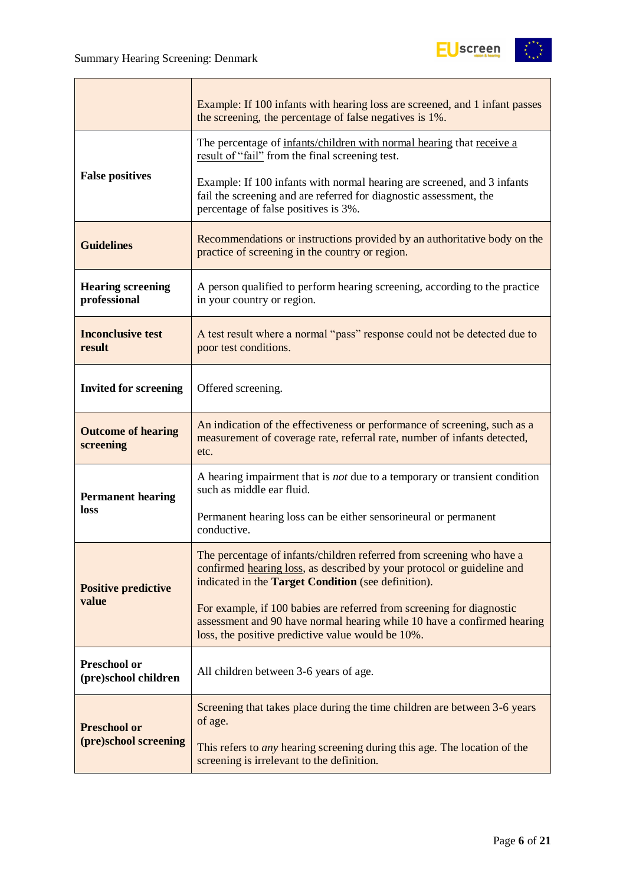| | |
|---|---|
| | Example: If 100 infants with hearing loss are screened, and 1 infant passes the screening, the percentage of false negatives is 1%. |
| **False positives** | The percentage of infants/children with normal hearing that receive a result of "fail" from the final screening test.<br><br>Example: If 100 infants with normal hearing are screened, and 3 infants fail the screening and are referred for diagnostic assessment, the percentage of false positives is 3%. |
| **Guidelines** | Recommendations or instructions provided by an authoritative body on the practice of screening in the country or region. |
| **Hearing screening professional** | A person qualified to perform hearing screening, according to the practice in your country or region. |
| **Inconclusive test result** | A test result where a normal "pass" response could not be detected due to poor test conditions. |
| **Invited for screening** | Offered screening. |
| **Outcome of hearing screening** | An indication of the effectiveness or performance of screening, such as a measurement of coverage rate, referral rate, number of infants detected, etc. |
| **Permanent hearing loss** | A hearing impairment that is *not* due to a temporary or transient condition such as middle ear fluid.<br><br>Permanent hearing loss can be either sensorineural or permanent conductive. |
| **Positive predictive value** | The percentage of infants/children referred from screening who have a confirmed hearing loss, as described by your protocol or guideline and indicated in the **Target Condition** (see definition).<br><br>For example, if 100 babies are referred from screening for diagnostic assessment and 90 have normal hearing while 10 have a confirmed hearing loss, the positive predictive value would be 10%. |
| **Preschool or (pre)school children** | All children between 3-6 years of age. |
| **Preschool or (pre)school screening** | Screening that takes place during the time children are between 3-6 years of age.<br><br>This refers to *any* hearing screening during this age. The location of the screening is irrelevant to the definition. |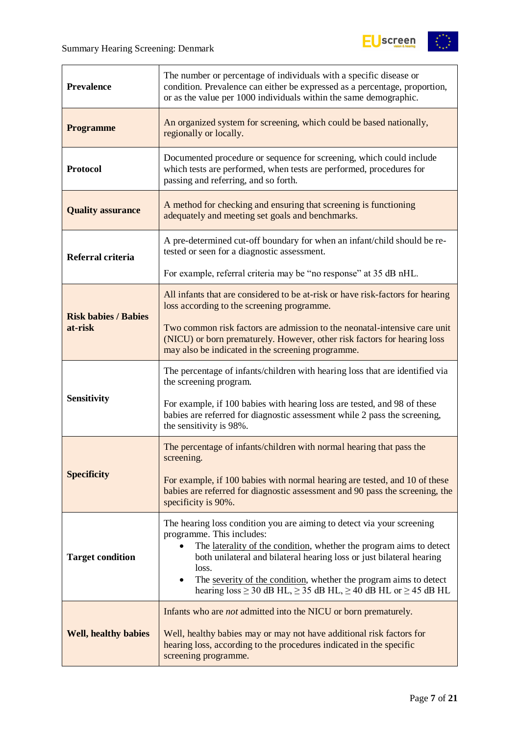| | |
|---|---|
| **Prevalence** | The number or percentage of individuals with a specific disease or condition. Prevalence can either be expressed as a percentage, proportion, or as the value per 1000 individuals within the same demographic. |
| **Programme** | An organized system for screening, which could be based nationally, regionally or locally. |
| **Protocol** | Documented procedure or sequence for screening, which could include which tests are performed, when tests are performed, procedures for passing and referring, and so forth. |
| **Quality assurance** | A method for checking and ensuring that screening is functioning adequately and meeting set goals and benchmarks. |
| **Referral criteria** | A pre-determined cut-off boundary for when an infant/child should be re-tested or seen for a diagnostic assessment.<br><br>For example, referral criteria may be "no response" at 35 dB nHL. |
| **Risk babies / Babies at-risk** | All infants that are considered to be at-risk or have risk-factors for hearing loss according to the screening programme.<br><br>Two common risk factors are admission to the neonatal-intensive care unit (NICU) or born prematurely. However, other risk factors for hearing loss may also be indicated in the screening programme. |
| **Sensitivity** | The percentage of infants/children with hearing loss that are identified via the screening program.<br><br>For example, if 100 babies with hearing loss are tested, and 98 of these babies are referred for diagnostic assessment while 2 pass the screening, the sensitivity is 98%. |
| **Specificity** | The percentage of infants/children with normal hearing that pass the screening.<br><br>For example, if 100 babies with normal hearing are tested, and 10 of these babies are referred for diagnostic assessment and 90 pass the screening, the specificity is 90%. |
| **Target condition** | The hearing loss condition you are aiming to detect via your screening programme. This includes:<br>• The laterality of the condition, whether the program aims to detect both unilateral and bilateral hearing loss or just bilateral hearing loss.<br>• The severity of the condition, whether the program aims to detect hearing loss ≥ 30 dB HL, ≥ 35 dB HL, ≥ 40 dB HL or ≥ 45 dB HL |
| **Well, healthy babies** | Infants who are *not* admitted into the NICU or born prematurely.<br><br>Well, healthy babies may or may not have additional risk factors for hearing loss, according to the procedures indicated in the specific screening programme. |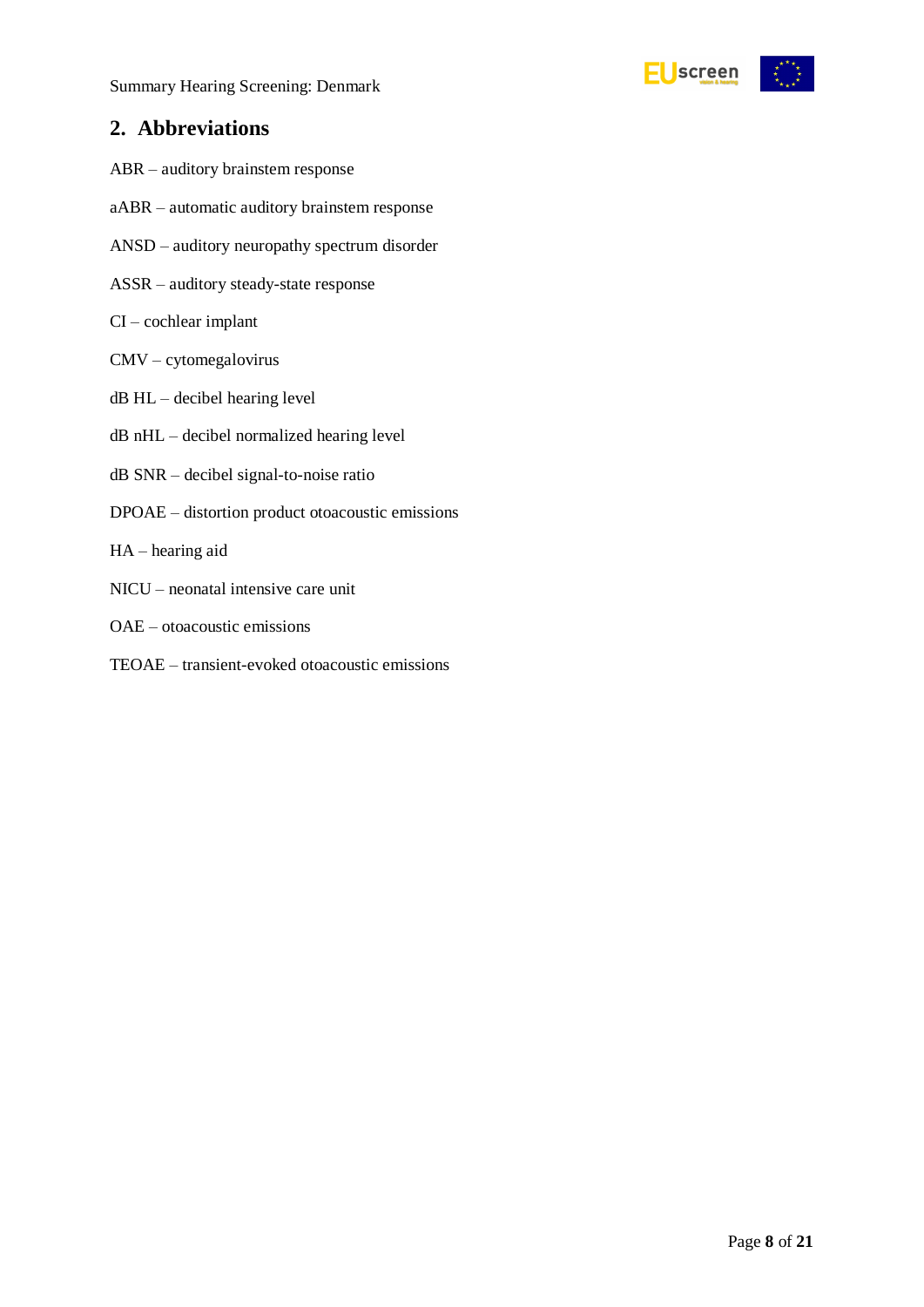## 2. Abbreviations

ABR – auditory brainstem response

aABR – automatic auditory brainstem response

ANSD – auditory neuropathy spectrum disorder

ASSR – auditory steady-state response

CI – cochlear implant

CMV – cytomegalovirus

dB HL – decibel hearing level

dB nHL – decibel normalized hearing level

dB SNR – decibel signal-to-noise ratio

DPOAE – distortion product otoacoustic emissions

HA – hearing aid

NICU – neonatal intensive care unit

OAE – otoacoustic emissions

TEOAE – transient-evoked otoacoustic emissions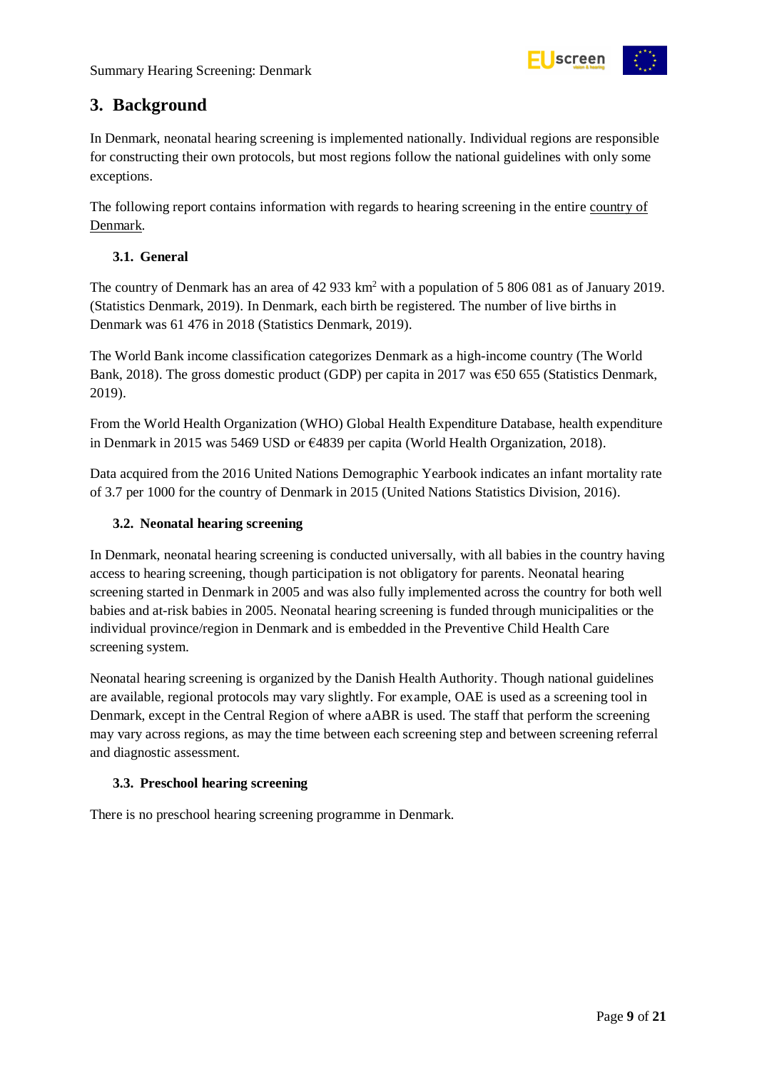# 3. Background

In Denmark, neonatal hearing screening is implemented nationally. Individual regions are responsible for constructing their own protocols, but most regions follow the national guidelines with only some exceptions.

The following report contains information with regards to hearing screening in the entire country of Denmark.

## 3.1. General

The country of Denmark has an area of 42 933 km$^2$ with a population of 5 806 081 as of January 2019. (Statistics Denmark, 2019). In Denmark, each birth be registered. The number of live births in Denmark was 61 476 in 2018 (Statistics Denmark, 2019).

The World Bank income classification categorizes Denmark as a high-income country (The World Bank, 2018). The gross domestic product (GDP) per capita in 2017 was €50 655 (Statistics Denmark, 2019).

From the World Health Organization (WHO) Global Health Expenditure Database, health expenditure in Denmark in 2015 was 5469 USD or €4839 per capita (World Health Organization, 2018).

Data acquired from the 2016 United Nations Demographic Yearbook indicates an infant mortality rate of 3.7 per 1000 for the country of Denmark in 2015 (United Nations Statistics Division, 2016).

## 3.2. Neonatal hearing screening

In Denmark, neonatal hearing screening is conducted universally, with all babies in the country having access to hearing screening, though participation is not obligatory for parents. Neonatal hearing screening started in Denmark in 2005 and was also fully implemented across the country for both well babies and at-risk babies in 2005. Neonatal hearing screening is funded through municipalities or the individual province/region in Denmark and is embedded in the Preventive Child Health Care screening system.

Neonatal hearing screening is organized by the Danish Health Authority. Though national guidelines are available, regional protocols may vary slightly. For example, OAE is used as a screening tool in Denmark, except in the Central Region of where aABR is used. The staff that perform the screening may vary across regions, as may the time between each screening step and between screening referral and diagnostic assessment.

## 3.3. Preschool hearing screening

There is no preschool hearing screening programme in Denmark.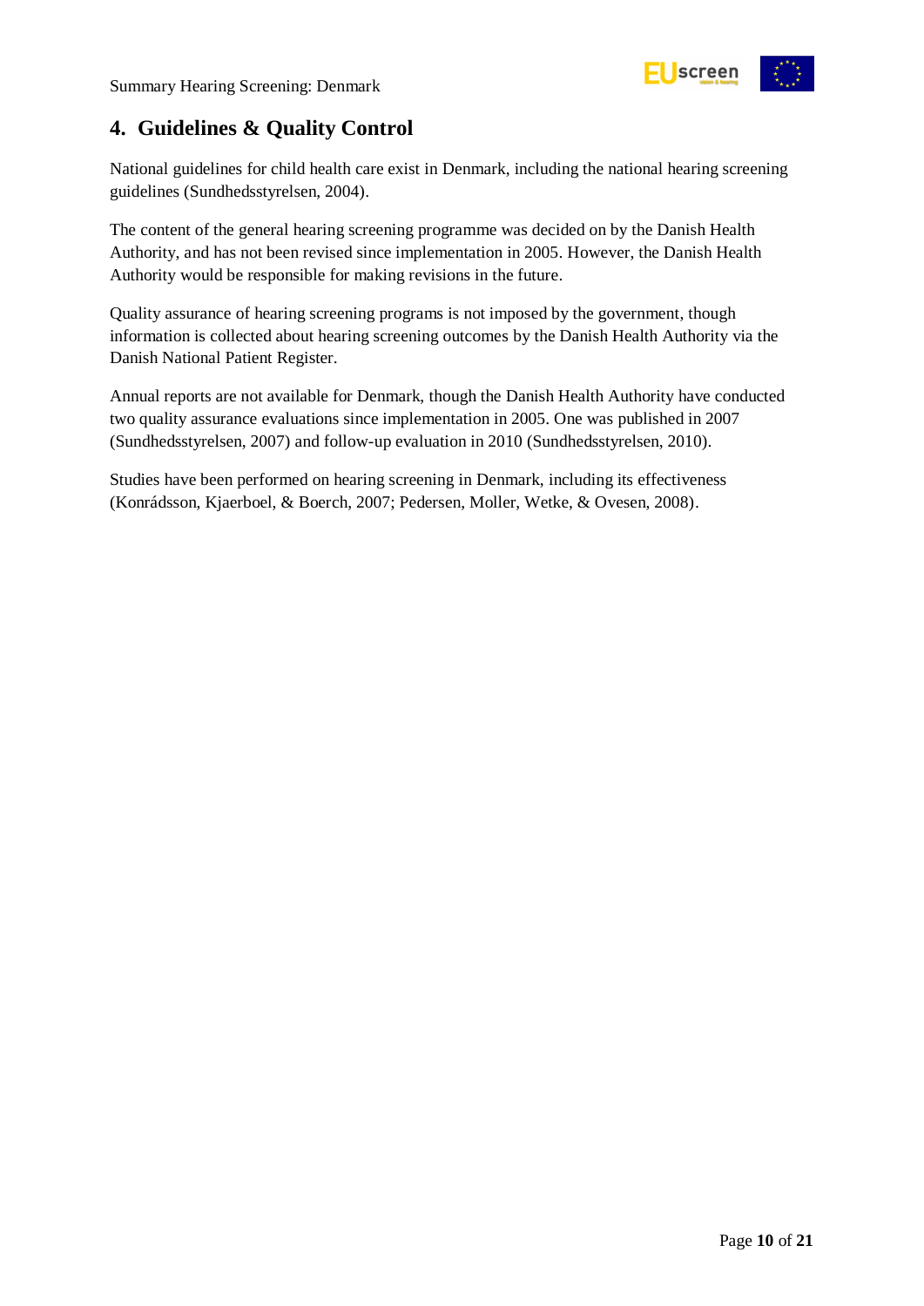## 4. Guidelines & Quality Control

National guidelines for child health care exist in Denmark, including the national hearing screening guidelines (Sundhedsstyrelsen, 2004).

The content of the general hearing screening programme was decided on by the Danish Health Authority, and has not been revised since implementation in 2005. However, the Danish Health Authority would be responsible for making revisions in the future.

Quality assurance of hearing screening programs is not imposed by the government, though information is collected about hearing screening outcomes by the Danish Health Authority via the Danish National Patient Register.

Annual reports are not available for Denmark, though the Danish Health Authority have conducted two quality assurance evaluations since implementation in 2005. One was published in 2007 (Sundhedsstyrelsen, 2007) and follow-up evaluation in 2010 (Sundhedsstyrelsen, 2010).

Studies have been performed on hearing screening in Denmark, including its effectiveness (Konrádsson, Kjaerboel, & Boerch, 2007; Pedersen, Moller, Wetke, & Ovesen, 2008).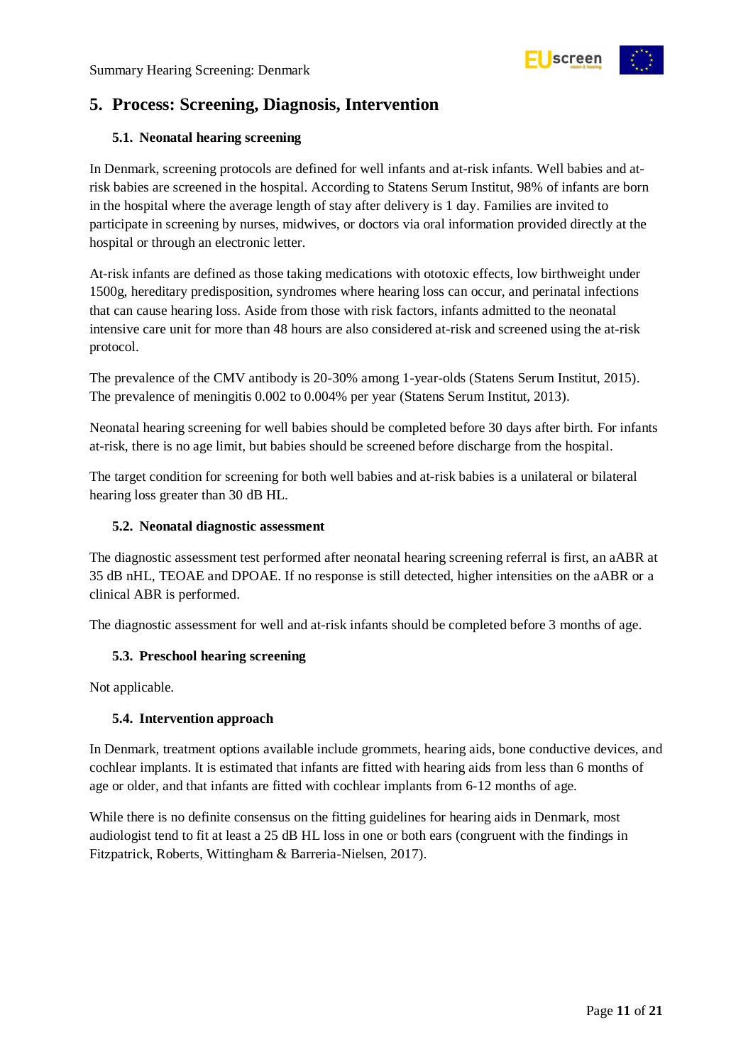## 5. Process: Screening, Diagnosis, Intervention

### 5.1. Neonatal hearing screening

In Denmark, screening protocols are defined for well infants and at-risk infants. Well babies and at-risk babies are screened in the hospital. According to Statens Serum Institut, 98% of infants are born in the hospital where the average length of stay after delivery is 1 day. Families are invited to participate in screening by nurses, midwives, or doctors via oral information provided directly at the hospital or through an electronic letter.

At-risk infants are defined as those taking medications with ototoxic effects, low birthweight under 1500g, hereditary predisposition, syndromes where hearing loss can occur, and perinatal infections that can cause hearing loss. Aside from those with risk factors, infants admitted to the neonatal intensive care unit for more than 48 hours are also considered at-risk and screened using the at-risk protocol.

The prevalence of the CMV antibody is 20-30% among 1-year-olds (Statens Serum Institut, 2015). The prevalence of meningitis 0.002 to 0.004% per year (Statens Serum Institut, 2013).

Neonatal hearing screening for well babies should be completed before 30 days after birth. For infants at-risk, there is no age limit, but babies should be screened before discharge from the hospital.

The target condition for screening for both well babies and at-risk babies is a unilateral or bilateral hearing loss greater than 30 dB HL.

### 5.2. Neonatal diagnostic assessment

The diagnostic assessment test performed after neonatal hearing screening referral is first, an aABR at 35 dB nHL, TEOAE and DPOAE. If no response is still detected, higher intensities on the aABR or a clinical ABR is performed.

The diagnostic assessment for well and at-risk infants should be completed before 3 months of age.

### 5.3. Preschool hearing screening

Not applicable.

### 5.4. Intervention approach

In Denmark, treatment options available include grommets, hearing aids, bone conductive devices, and cochlear implants. It is estimated that infants are fitted with hearing aids from less than 6 months of age or older, and that infants are fitted with cochlear implants from 6-12 months of age.

While there is no definite consensus on the fitting guidelines for hearing aids in Denmark, most audiologist tend to fit at least a 25 dB HL loss in one or both ears (congruent with the findings in Fitzpatrick, Roberts, Wittingham & Barreria-Nielsen, 2017).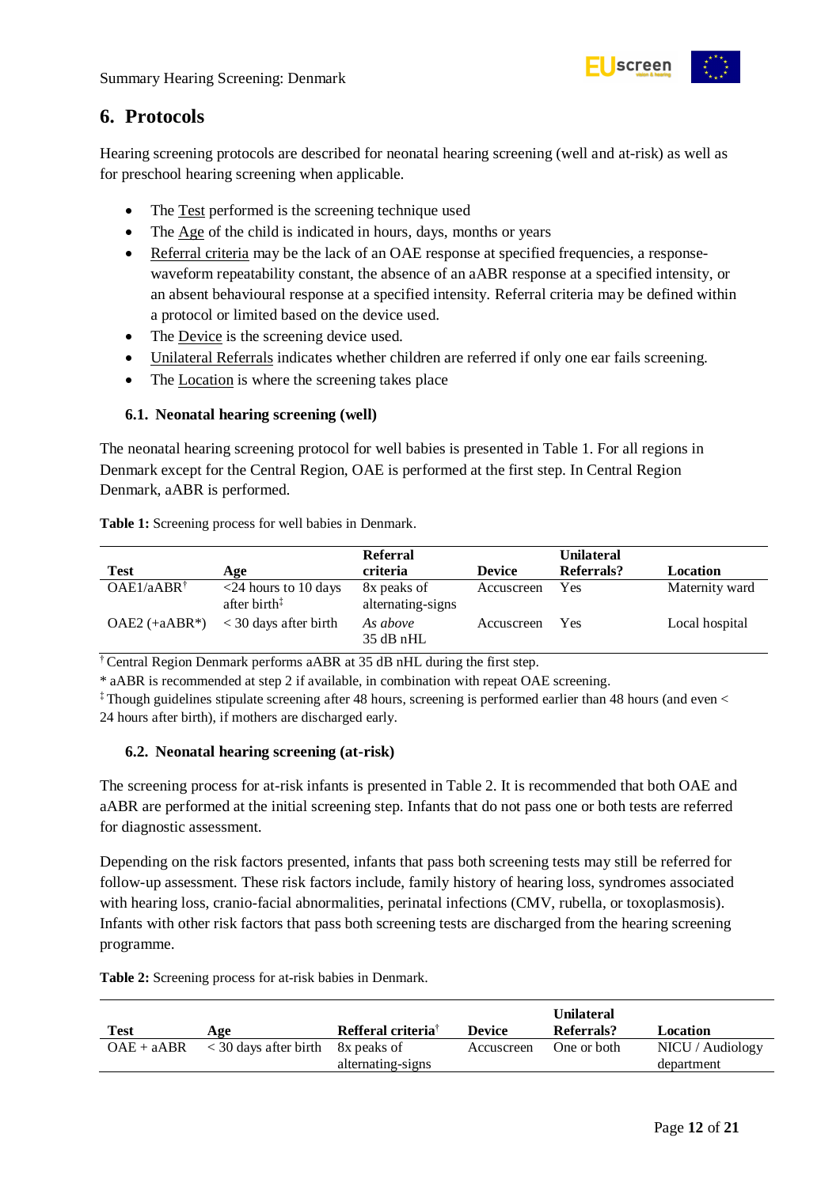## 6. Protocols

Hearing screening protocols are described for neonatal hearing screening (well and at-risk) as well as for preschool hearing screening when applicable.

- The Test performed is the screening technique used
- The Age of the child is indicated in hours, days, months or years
- Referral criteria may be the lack of an OAE response at specified frequencies, a response-waveform repeatability constant, the absence of an aABR response at a specified intensity, or an absent behavioural response at a specified intensity. Referral criteria may be defined within a protocol or limited based on the device used.
- The Device is the screening device used.
- Unilateral Referrals indicates whether children are referred if only one ear fails screening.
- The Location is where the screening takes place

### 6.1. Neonatal hearing screening (well)

The neonatal hearing screening protocol for well babies is presented in Table 1. For all regions in Denmark except for the Central Region, OAE is performed at the first step. In Central Region Denmark, aABR is performed.

**Table 1:** Screening process for well babies in Denmark.

| Test | Age | Referral criteria | Device | Unilateral Referrals? | Location |
|---|---|---|---|---|---|
| OAE1/aABR† | <24 hours to 10 days after birth‡ | 8x peaks of alternating-signs | Accuscreen | Yes | Maternity ward |
| OAE2 (+aABR*) | < 30 days after birth | *As above* 35 dB nHL | Accuscreen | Yes | Local hospital |

† Central Region Denmark performs aABR at 35 dB nHL during the first step.

* aABR is recommended at step 2 if available, in combination with repeat OAE screening.

‡ Though guidelines stipulate screening after 48 hours, screening is performed earlier than 48 hours (and even < 24 hours after birth), if mothers are discharged early.

### 6.2. Neonatal hearing screening (at-risk)

The screening process for at-risk infants is presented in Table 2. It is recommended that both OAE and aABR are performed at the initial screening step. Infants that do not pass one or both tests are referred for diagnostic assessment.

Depending on the risk factors presented, infants that pass both screening tests may still be referred for follow-up assessment. These risk factors include, family history of hearing loss, syndromes associated with hearing loss, cranio-facial abnormalities, perinatal infections (CMV, rubella, or toxoplasmosis). Infants with other risk factors that pass both screening tests are discharged from the hearing screening programme.

**Table 2:** Screening process for at-risk babies in Denmark.

| Test | Age | Refferal criteria† | Device | Unilateral Referrals? | Location |
|---|---|---|---|---|---|
| OAE + aABR | < 30 days after birth | 8x peaks of alternating-signs | Accuscreen | One or both | NICU / Audiology department |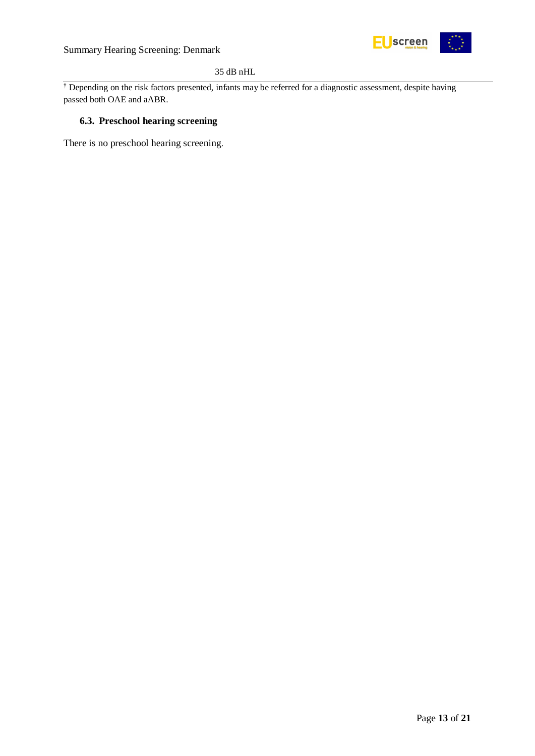35 dB nHL

† Depending on the risk factors presented, infants may be referred for a diagnostic assessment, despite having passed both OAE and aABR.

### 6.3. Preschool hearing screening

There is no preschool hearing screening.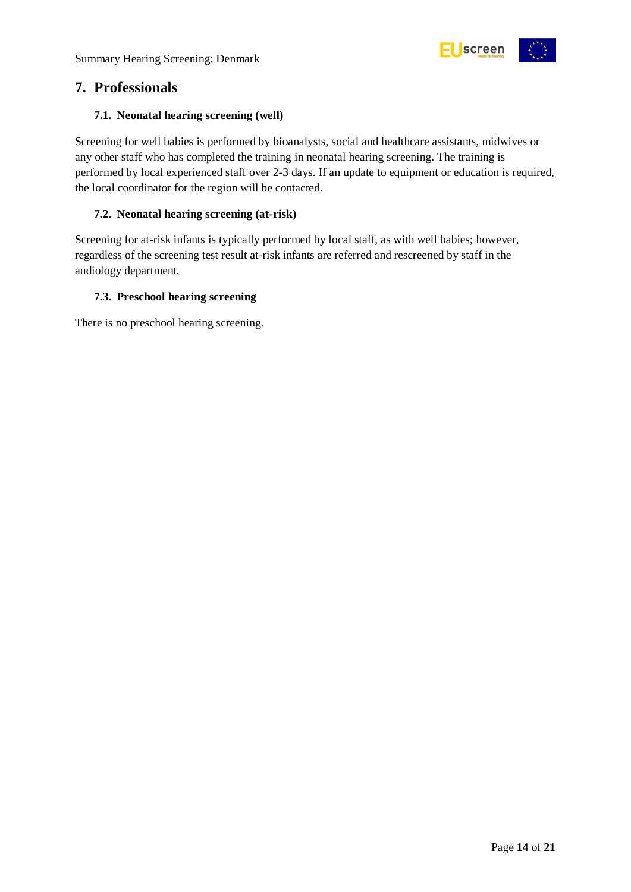## 7. Professionals

### 7.1. Neonatal hearing screening (well)

Screening for well babies is performed by bioanalysts, social and healthcare assistants, midwives or any other staff who has completed the training in neonatal hearing screening. The training is performed by local experienced staff over 2-3 days. If an update to equipment or education is required, the local coordinator for the region will be contacted.

### 7.2. Neonatal hearing screening (at-risk)

Screening for at-risk infants is typically performed by local staff, as with well babies; however, regardless of the screening test result at-risk infants are referred and rescreened by staff in the audiology department.

### 7.3. Preschool hearing screening

There is no preschool hearing screening.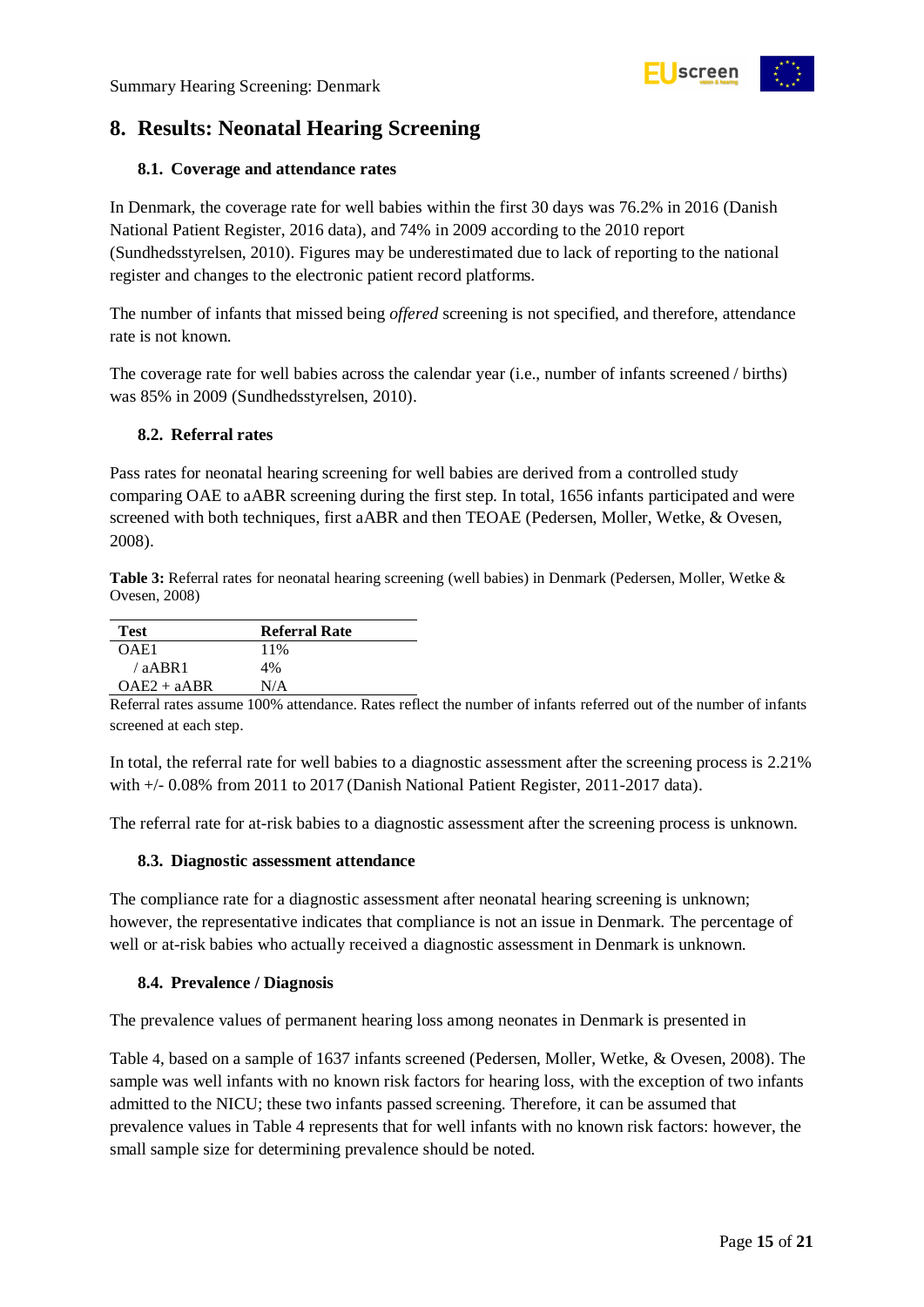# 8. Results: Neonatal Hearing Screening

## 8.1. Coverage and attendance rates

In Denmark, the coverage rate for well babies within the first 30 days was 76.2% in 2016 (Danish National Patient Register, 2016 data), and 74% in 2009 according to the 2010 report (Sundhedsstyrelsen, 2010). Figures may be underestimated due to lack of reporting to the national register and changes to the electronic patient record platforms.

The number of infants that missed being *offered* screening is not specified, and therefore, attendance rate is not known.

The coverage rate for well babies across the calendar year (i.e., number of infants screened / births) was 85% in 2009 (Sundhedsstyrelsen, 2010).

## 8.2. Referral rates

Pass rates for neonatal hearing screening for well babies are derived from a controlled study comparing OAE to aABR screening during the first step. In total, 1656 infants participated and were screened with both techniques, first aABR and then TEOAE (Pedersen, Moller, Wetke, & Ovesen, 2008).

**Table 3:** Referral rates for neonatal hearing screening (well babies) in Denmark (Pedersen, Moller, Wetke & Ovesen, 2008)

| Test | Referral Rate |
|---|---|
| OAE1 | 11% |
| / aABR1 | 4% |
| OAE2 + aABR | N/A |

Referral rates assume 100% attendance. Rates reflect the number of infants referred out of the number of infants screened at each step.

In total, the referral rate for well babies to a diagnostic assessment after the screening process is 2.21% with +/- 0.08% from 2011 to 2017 (Danish National Patient Register, 2011-2017 data).

The referral rate for at-risk babies to a diagnostic assessment after the screening process is unknown.

## 8.3. Diagnostic assessment attendance

The compliance rate for a diagnostic assessment after neonatal hearing screening is unknown; however, the representative indicates that compliance is not an issue in Denmark. The percentage of well or at-risk babies who actually received a diagnostic assessment in Denmark is unknown.

## 8.4. Prevalence / Diagnosis

The prevalence values of permanent hearing loss among neonates in Denmark is presented in

Table 4, based on a sample of 1637 infants screened (Pedersen, Moller, Wetke, & Ovesen, 2008). The sample was well infants with no known risk factors for hearing loss, with the exception of two infants admitted to the NICU; these two infants passed screening. Therefore, it can be assumed that prevalence values in Table 4 represents that for well infants with no known risk factors: however, the small sample size for determining prevalence should be noted.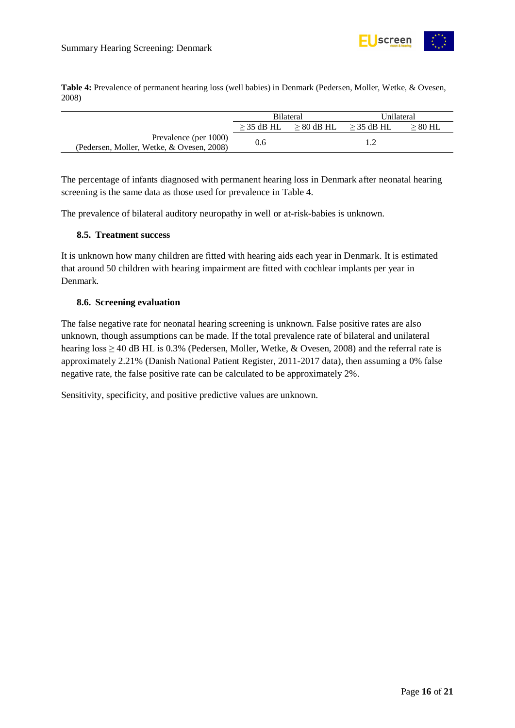**Table 4:** Prevalence of permanent hearing loss (well babies) in Denmark (Pedersen, Moller, Wetke, & Ovesen, 2008)

| | Bilateral | | Unilateral | |
|---|---|---|---|---|
| | ≥ 35 dB HL | ≥ 80 dB HL | ≥ 35 dB HL | ≥ 80 HL |
| Prevalence (per 1000) (Pedersen, Moller, Wetke, & Ovesen, 2008) | 0.6 | | 1.2 | |

The percentage of infants diagnosed with permanent hearing loss in Denmark after neonatal hearing screening is the same data as those used for prevalence in Table 4.

The prevalence of bilateral auditory neuropathy in well or at-risk-babies is unknown.

### 8.5. Treatment success

It is unknown how many children are fitted with hearing aids each year in Denmark. It is estimated that around 50 children with hearing impairment are fitted with cochlear implants per year in Denmark.

### 8.6. Screening evaluation

The false negative rate for neonatal hearing screening is unknown. False positive rates are also unknown, though assumptions can be made. If the total prevalence rate of bilateral and unilateral hearing loss ≥ 40 dB HL is 0.3% (Pedersen, Moller, Wetke, & Ovesen, 2008) and the referral rate is approximately 2.21% (Danish National Patient Register, 2011-2017 data), then assuming a 0% false negative rate, the false positive rate can be calculated to be approximately 2%.

Sensitivity, specificity, and positive predictive values are unknown.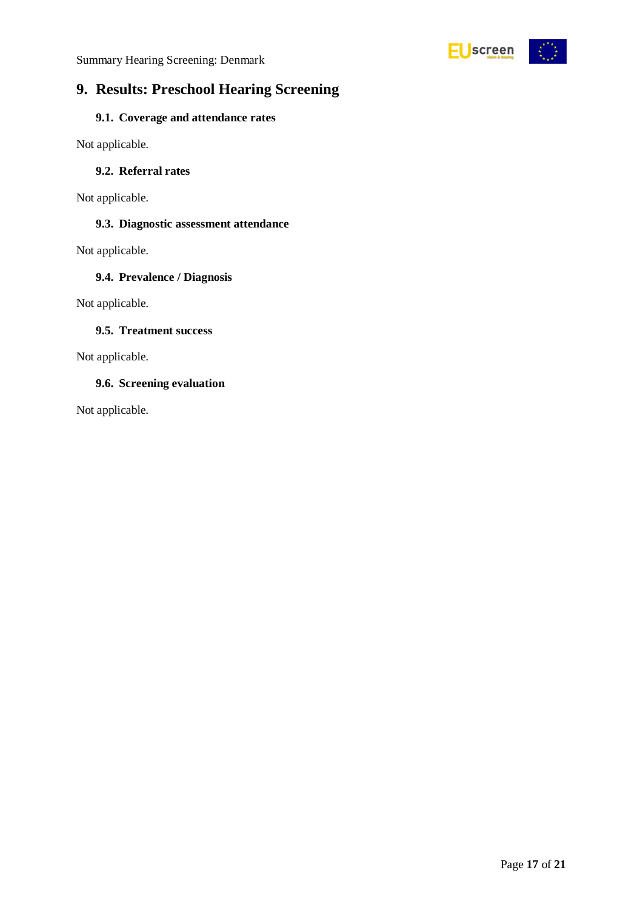# 9. Results: Preschool Hearing Screening

## 9.1. Coverage and attendance rates

Not applicable.

## 9.2. Referral rates

Not applicable.

## 9.3. Diagnostic assessment attendance

Not applicable.

## 9.4. Prevalence / Diagnosis

Not applicable.

## 9.5. Treatment success

Not applicable.

## 9.6. Screening evaluation

Not applicable.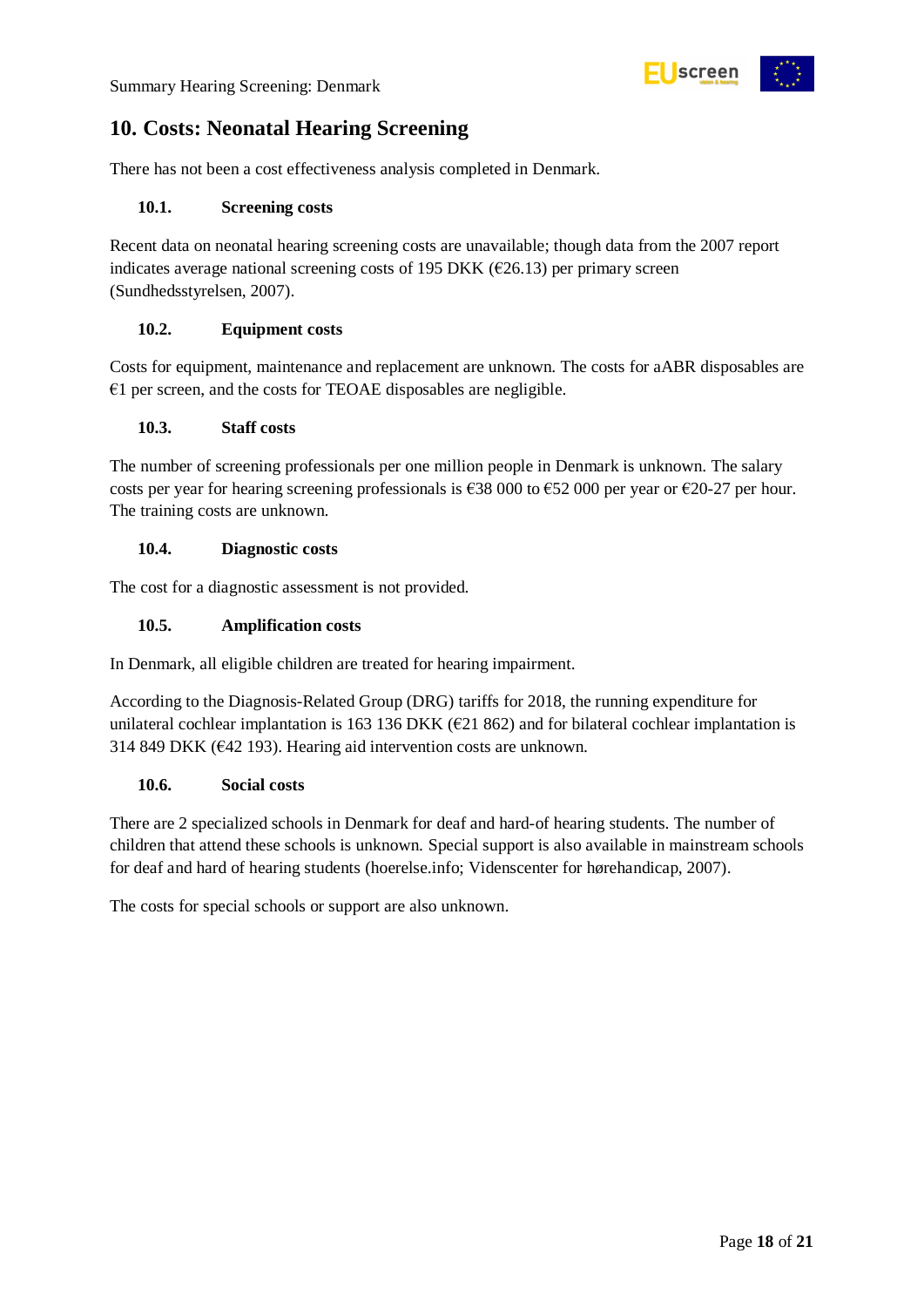## 10. Costs: Neonatal Hearing Screening

There has not been a cost effectiveness analysis completed in Denmark.

### 10.1. Screening costs

Recent data on neonatal hearing screening costs are unavailable; though data from the 2007 report indicates average national screening costs of 195 DKK (€26.13) per primary screen (Sundhedsstyrelsen, 2007).

### 10.2. Equipment costs

Costs for equipment, maintenance and replacement are unknown. The costs for aABR disposables are €1 per screen, and the costs for TEOAE disposables are negligible.

### 10.3. Staff costs

The number of screening professionals per one million people in Denmark is unknown. The salary costs per year for hearing screening professionals is €38 000 to €52 000 per year or €20-27 per hour. The training costs are unknown.

### 10.4. Diagnostic costs

The cost for a diagnostic assessment is not provided.

### 10.5. Amplification costs

In Denmark, all eligible children are treated for hearing impairment.

According to the Diagnosis-Related Group (DRG) tariffs for 2018, the running expenditure for unilateral cochlear implantation is 163 136 DKK (€21 862) and for bilateral cochlear implantation is 314 849 DKK (€42 193). Hearing aid intervention costs are unknown.

### 10.6. Social costs

There are 2 specialized schools in Denmark for deaf and hard-of hearing students. The number of children that attend these schools is unknown. Special support is also available in mainstream schools for deaf and hard of hearing students (hoerelse.info; Videnscenter for hørehandicap, 2007).

The costs for special schools or support are also unknown.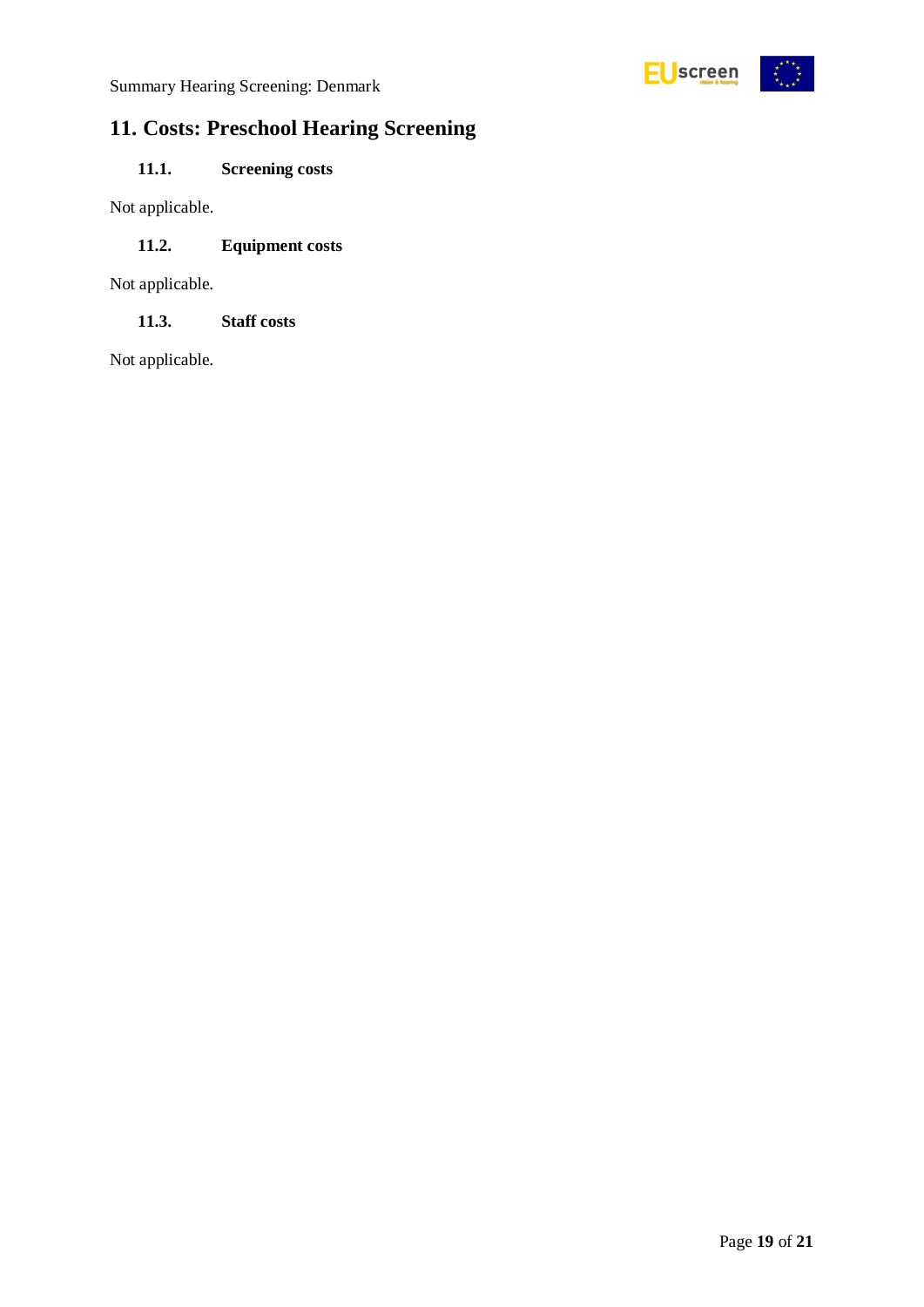# 11. Costs: Preschool Hearing Screening

## 11.1. Screening costs

Not applicable.

## 11.2. Equipment costs

Not applicable.

## 11.3. Staff costs

Not applicable.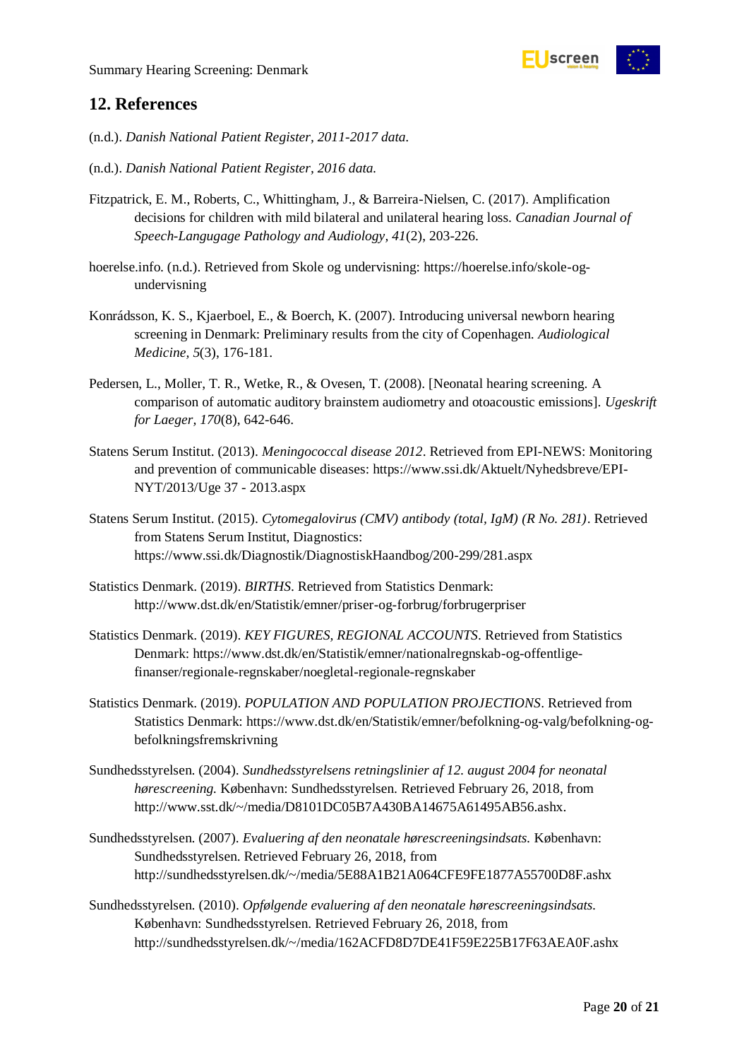## 12. References

(n.d.). *Danish National Patient Register, 2011-2017 data.*

(n.d.). *Danish National Patient Register, 2016 data.*

Fitzpatrick, E. M., Roberts, C., Whittingham, J., & Barreira-Nielsen, C. (2017). Amplification decisions for children with mild bilateral and unilateral hearing loss. *Canadian Journal of Speech-Langugage Pathology and Audiology, 41*(2), 203-226.

hoerelse.info. (n.d.). Retrieved from Skole og undervisning: https://hoerelse.info/skole-og-undervisning

Konrádsson, K. S., Kjaerboel, E., & Boerch, K. (2007). Introducing universal newborn hearing screening in Denmark: Preliminary results from the city of Copenhagen. *Audiological Medicine, 5*(3), 176-181.

Pedersen, L., Moller, T. R., Wetke, R., & Ovesen, T. (2008). [Neonatal hearing screening. A comparison of automatic auditory brainstem audiometry and otoacoustic emissions]. *Ugeskrift for Laeger, 170*(8), 642-646.

Statens Serum Institut. (2013). *Meningococcal disease 2012*. Retrieved from EPI-NEWS: Monitoring and prevention of communicable diseases: https://www.ssi.dk/Aktuelt/Nyhedsbreve/EPI-NYT/2013/Uge 37 - 2013.aspx

Statens Serum Institut. (2015). *Cytomegalovirus (CMV) antibody (total, IgM) (R No. 281)*. Retrieved from Statens Serum Institut, Diagnostics: https://www.ssi.dk/Diagnostik/DiagnostiskHaandbog/200-299/281.aspx

Statistics Denmark. (2019). *BIRTHS*. Retrieved from Statistics Denmark: http://www.dst.dk/en/Statistik/emner/priser-og-forbrug/forbrugerpriser

Statistics Denmark. (2019). *KEY FIGURES, REGIONAL ACCOUNTS*. Retrieved from Statistics Denmark: https://www.dst.dk/en/Statistik/emner/nationalregnskab-og-offentlige-finanser/regionale-regnskaber/noegletal-regionale-regnskaber

Statistics Denmark. (2019). *POPULATION AND POPULATION PROJECTIONS*. Retrieved from Statistics Denmark: https://www.dst.dk/en/Statistik/emner/befolkning-og-valg/befolkning-og-befolkningsfremskrivning

Sundhedsstyrelsen. (2004). *Sundhedsstyrelsens retningslinier af 12. august 2004 for neonatal hørescreening.* København: Sundhedsstyrelsen. Retrieved February 26, 2018, from http://www.sst.dk/~/media/D8101DC05B7A430BA14675A61495AB56.ashx.

Sundhedsstyrelsen. (2007). *Evaluering af den neonatale hørescreeningsindsats.* København: Sundhedsstyrelsen. Retrieved February 26, 2018, from http://sundhedsstyrelsen.dk/~/media/5E88A1B21A064CFE9FE1877A55700D8F.ashx

Sundhedsstyrelsen. (2010). *Opfølgende evaluering af den neonatale hørescreeningsindsats.* København: Sundhedsstyrelsen. Retrieved February 26, 2018, from http://sundhedsstyrelsen.dk/~/media/162ACFD8D7DE41F59E225B17F63AEA0F.ashx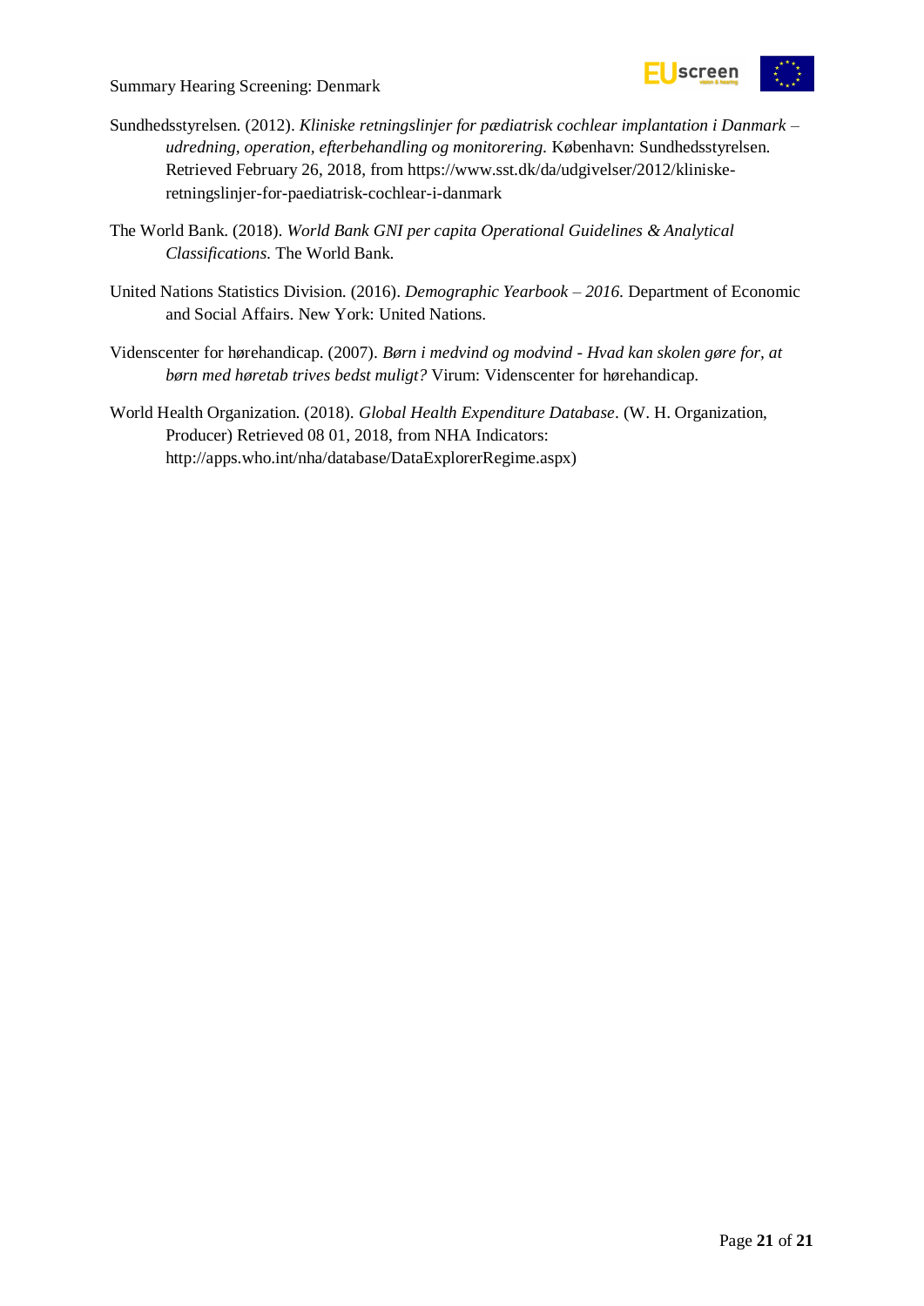Sundhedsstyrelsen. (2012). *Kliniske retningslinjer for pædiatrisk cochlear implantation i Danmark – udredning, operation, efterbehandling og monitorering.* København: Sundhedsstyrelsen. Retrieved February 26, 2018, from https://www.sst.dk/da/udgivelser/2012/kliniske-retningslinjer-for-paediatrisk-cochlear-i-danmark

The World Bank. (2018). *World Bank GNI per capita Operational Guidelines & Analytical Classifications.* The World Bank.

United Nations Statistics Division. (2016). *Demographic Yearbook – 2016.* Department of Economic and Social Affairs. New York: United Nations.

Videnscenter for hørehandicap. (2007). *Børn i medvind og modvind - Hvad kan skolen gøre for, at børn med høretab trives bedst muligt?* Virum: Videnscenter for hørehandicap.

World Health Organization. (2018). *Global Health Expenditure Database*. (W. H. Organization, Producer) Retrieved 08 01, 2018, from NHA Indicators: http://apps.who.int/nha/database/DataExplorerRegime.aspx)